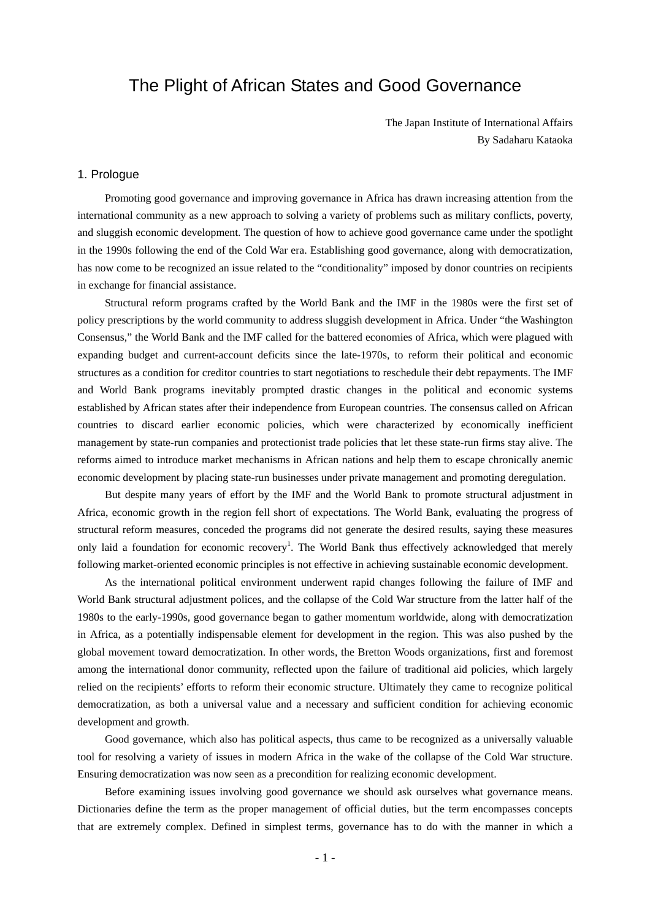# The Plight of African States and Good Governance

The Japan Institute of International Affairs
By Sadaharu Kataoka

## 1. Prologue

Promoting good governance and improving governance in Africa has drawn increasing attention from the international community as a new approach to solving a variety of problems such as military conflicts, poverty, and sluggish economic development. The question of how to achieve good governance came under the spotlight in the 1990s following the end of the Cold War era. Establishing good governance, along with democratization, has now come to be recognized an issue related to the "conditionality" imposed by donor countries on recipients in exchange for financial assistance.

Structural reform programs crafted by the World Bank and the IMF in the 1980s were the first set of policy prescriptions by the world community to address sluggish development in Africa. Under "the Washington Consensus," the World Bank and the IMF called for the battered economies of Africa, which were plagued with expanding budget and current-account deficits since the late-1970s, to reform their political and economic structures as a condition for creditor countries to start negotiations to reschedule their debt repayments. The IMF and World Bank programs inevitably prompted drastic changes in the political and economic systems established by African states after their independence from European countries. The consensus called on African countries to discard earlier economic policies, which were characterized by economically inefficient management by state-run companies and protectionist trade policies that let these state-run firms stay alive. The reforms aimed to introduce market mechanisms in African nations and help them to escape chronically anemic economic development by placing state-run businesses under private management and promoting deregulation.

But despite many years of effort by the IMF and the World Bank to promote structural adjustment in Africa, economic growth in the region fell short of expectations. The World Bank, evaluating the progress of structural reform measures, conceded the programs did not generate the desired results, saying these measures only laid a foundation for economic recovery[1]. The World Bank thus effectively acknowledged that merely following market-oriented economic principles is not effective in achieving sustainable economic development.

As the international political environment underwent rapid changes following the failure of IMF and World Bank structural adjustment polices, and the collapse of the Cold War structure from the latter half of the 1980s to the early-1990s, good governance began to gather momentum worldwide, along with democratization in Africa, as a potentially indispensable element for development in the region. This was also pushed by the global movement toward democratization. In other words, the Bretton Woods organizations, first and foremost among the international donor community, reflected upon the failure of traditional aid policies, which largely relied on the recipients' efforts to reform their economic structure. Ultimately they came to recognize political democratization, as both a universal value and a necessary and sufficient condition for achieving economic development and growth.

Good governance, which also has political aspects, thus came to be recognized as a universally valuable tool for resolving a variety of issues in modern Africa in the wake of the collapse of the Cold War structure. Ensuring democratization was now seen as a precondition for realizing economic development.

Before examining issues involving good governance we should ask ourselves what governance means. Dictionaries define the term as the proper management of official duties, but the term encompasses concepts that are extremely complex. Defined in simplest terms, governance has to do with the manner in which a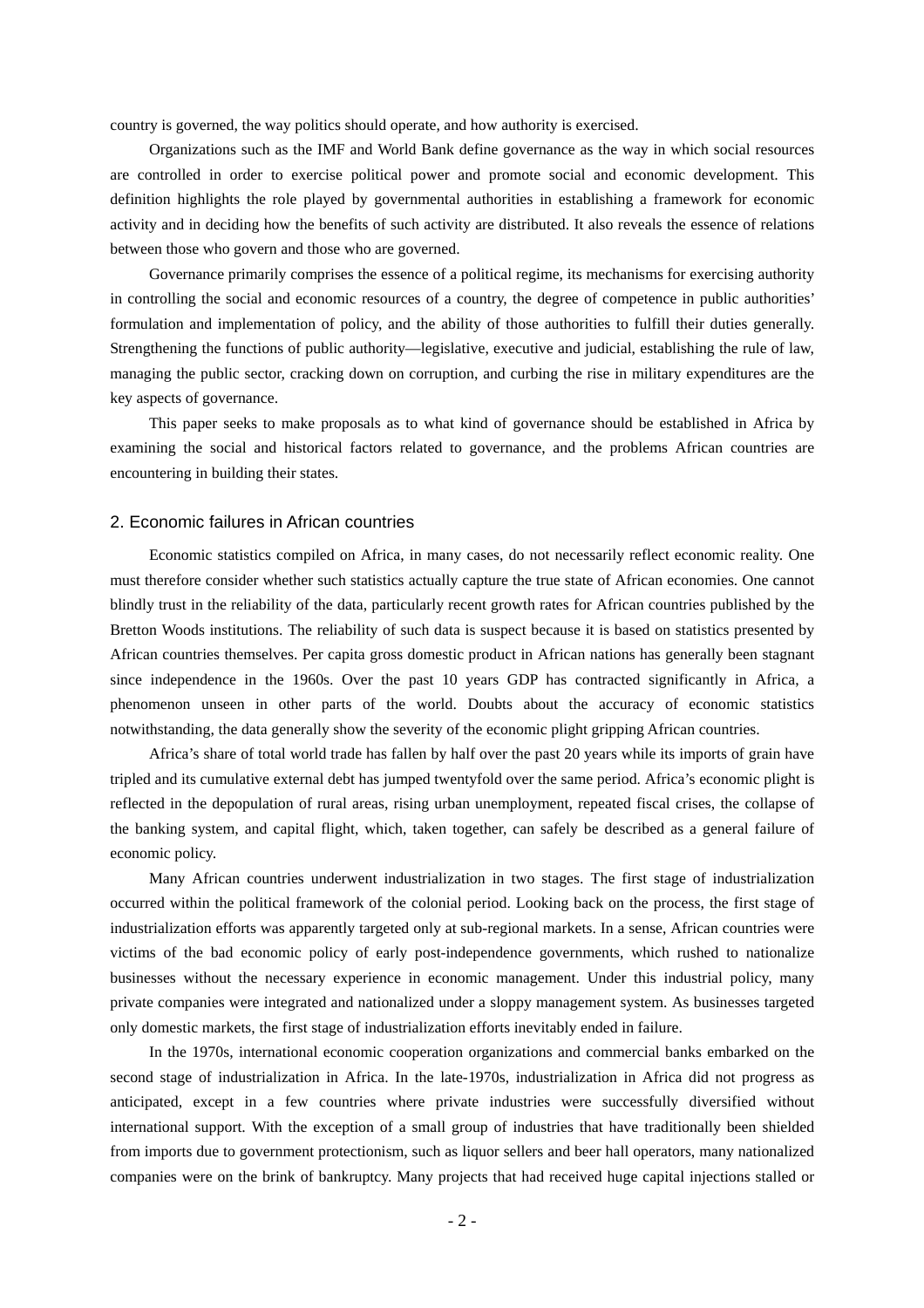country is governed, the way politics should operate, and how authority is exercised.

Organizations such as the IMF and World Bank define governance as the way in which social resources are controlled in order to exercise political power and promote social and economic development. This definition highlights the role played by governmental authorities in establishing a framework for economic activity and in deciding how the benefits of such activity are distributed. It also reveals the essence of relations between those who govern and those who are governed.

Governance primarily comprises the essence of a political regime, its mechanisms for exercising authority in controlling the social and economic resources of a country, the degree of competence in public authorities' formulation and implementation of policy, and the ability of those authorities to fulfill their duties generally. Strengthening the functions of public authority—legislative, executive and judicial, establishing the rule of law, managing the public sector, cracking down on corruption, and curbing the rise in military expenditures are the key aspects of governance.

This paper seeks to make proposals as to what kind of governance should be established in Africa by examining the social and historical factors related to governance, and the problems African countries are encountering in building their states.

## 2. Economic failures in African countries

Economic statistics compiled on Africa, in many cases, do not necessarily reflect economic reality. One must therefore consider whether such statistics actually capture the true state of African economies. One cannot blindly trust in the reliability of the data, particularly recent growth rates for African countries published by the Bretton Woods institutions. The reliability of such data is suspect because it is based on statistics presented by African countries themselves. Per capita gross domestic product in African nations has generally been stagnant since independence in the 1960s. Over the past 10 years GDP has contracted significantly in Africa, a phenomenon unseen in other parts of the world. Doubts about the accuracy of economic statistics notwithstanding, the data generally show the severity of the economic plight gripping African countries.

Africa's share of total world trade has fallen by half over the past 20 years while its imports of grain have tripled and its cumulative external debt has jumped twentyfold over the same period. Africa's economic plight is reflected in the depopulation of rural areas, rising urban unemployment, repeated fiscal crises, the collapse of the banking system, and capital flight, which, taken together, can safely be described as a general failure of economic policy.

Many African countries underwent industrialization in two stages. The first stage of industrialization occurred within the political framework of the colonial period. Looking back on the process, the first stage of industrialization efforts was apparently targeted only at sub-regional markets. In a sense, African countries were victims of the bad economic policy of early post-independence governments, which rushed to nationalize businesses without the necessary experience in economic management. Under this industrial policy, many private companies were integrated and nationalized under a sloppy management system. As businesses targeted only domestic markets, the first stage of industrialization efforts inevitably ended in failure.

In the 1970s, international economic cooperation organizations and commercial banks embarked on the second stage of industrialization in Africa. In the late-1970s, industrialization in Africa did not progress as anticipated, except in a few countries where private industries were successfully diversified without international support. With the exception of a small group of industries that have traditionally been shielded from imports due to government protectionism, such as liquor sellers and beer hall operators, many nationalized companies were on the brink of bankruptcy. Many projects that had received huge capital injections stalled or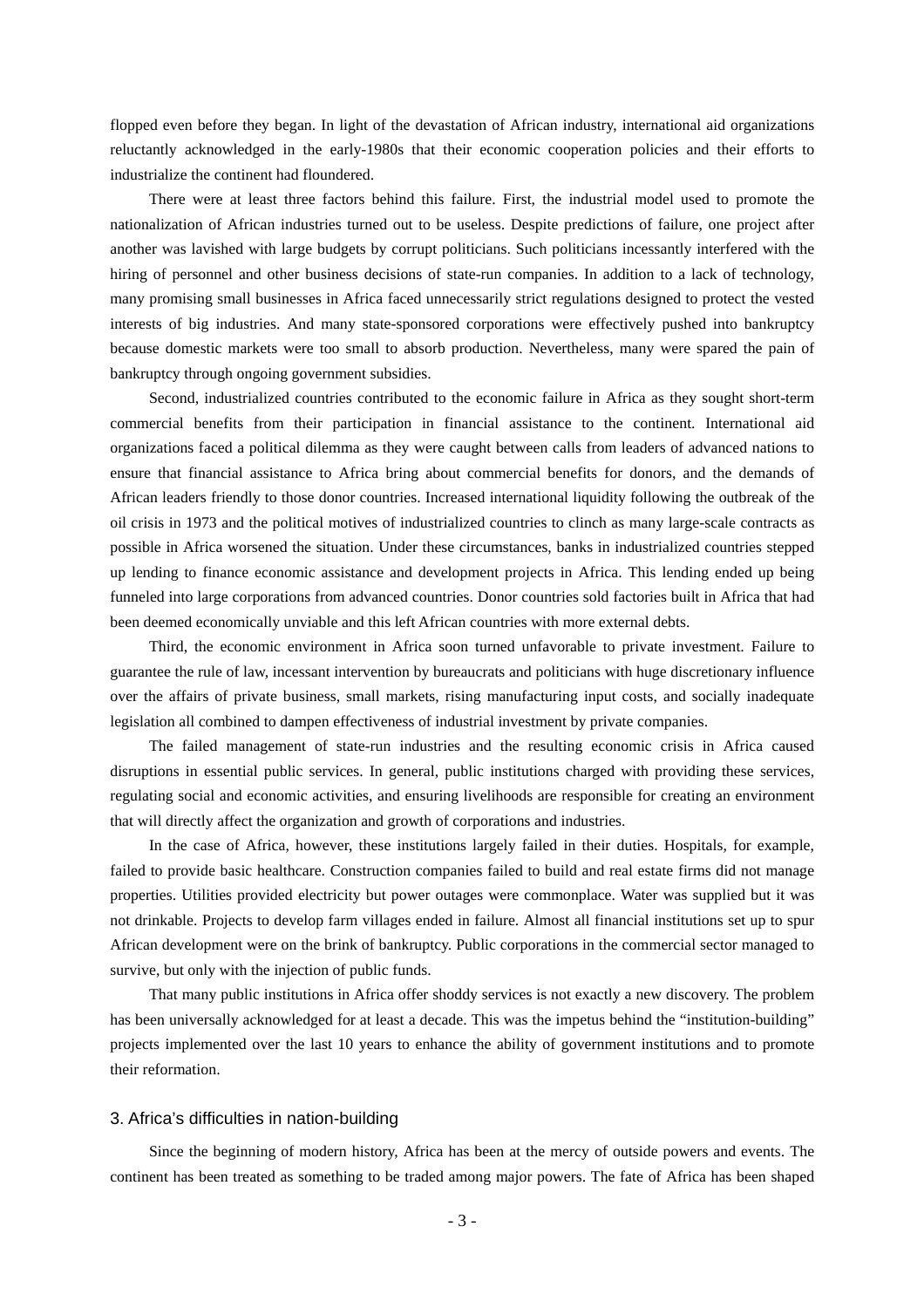flopped even before they began. In light of the devastation of African industry, international aid organizations reluctantly acknowledged in the early-1980s that their economic cooperation policies and their efforts to industrialize the continent had floundered.

There were at least three factors behind this failure. First, the industrial model used to promote the nationalization of African industries turned out to be useless. Despite predictions of failure, one project after another was lavished with large budgets by corrupt politicians. Such politicians incessantly interfered with the hiring of personnel and other business decisions of state-run companies. In addition to a lack of technology, many promising small businesses in Africa faced unnecessarily strict regulations designed to protect the vested interests of big industries. And many state-sponsored corporations were effectively pushed into bankruptcy because domestic markets were too small to absorb production. Nevertheless, many were spared the pain of bankruptcy through ongoing government subsidies.

Second, industrialized countries contributed to the economic failure in Africa as they sought short-term commercial benefits from their participation in financial assistance to the continent. International aid organizations faced a political dilemma as they were caught between calls from leaders of advanced nations to ensure that financial assistance to Africa bring about commercial benefits for donors, and the demands of African leaders friendly to those donor countries. Increased international liquidity following the outbreak of the oil crisis in 1973 and the political motives of industrialized countries to clinch as many large-scale contracts as possible in Africa worsened the situation. Under these circumstances, banks in industrialized countries stepped up lending to finance economic assistance and development projects in Africa. This lending ended up being funneled into large corporations from advanced countries. Donor countries sold factories built in Africa that had been deemed economically unviable and this left African countries with more external debts.

Third, the economic environment in Africa soon turned unfavorable to private investment. Failure to guarantee the rule of law, incessant intervention by bureaucrats and politicians with huge discretionary influence over the affairs of private business, small markets, rising manufacturing input costs, and socially inadequate legislation all combined to dampen effectiveness of industrial investment by private companies.

The failed management of state-run industries and the resulting economic crisis in Africa caused disruptions in essential public services. In general, public institutions charged with providing these services, regulating social and economic activities, and ensuring livelihoods are responsible for creating an environment that will directly affect the organization and growth of corporations and industries.

In the case of Africa, however, these institutions largely failed in their duties. Hospitals, for example, failed to provide basic healthcare. Construction companies failed to build and real estate firms did not manage properties. Utilities provided electricity but power outages were commonplace. Water was supplied but it was not drinkable. Projects to develop farm villages ended in failure. Almost all financial institutions set up to spur African development were on the brink of bankruptcy. Public corporations in the commercial sector managed to survive, but only with the injection of public funds.

That many public institutions in Africa offer shoddy services is not exactly a new discovery. The problem has been universally acknowledged for at least a decade. This was the impetus behind the "institution-building" projects implemented over the last 10 years to enhance the ability of government institutions and to promote their reformation.

## 3. Africa's difficulties in nation-building

Since the beginning of modern history, Africa has been at the mercy of outside powers and events. The continent has been treated as something to be traded among major powers. The fate of Africa has been shaped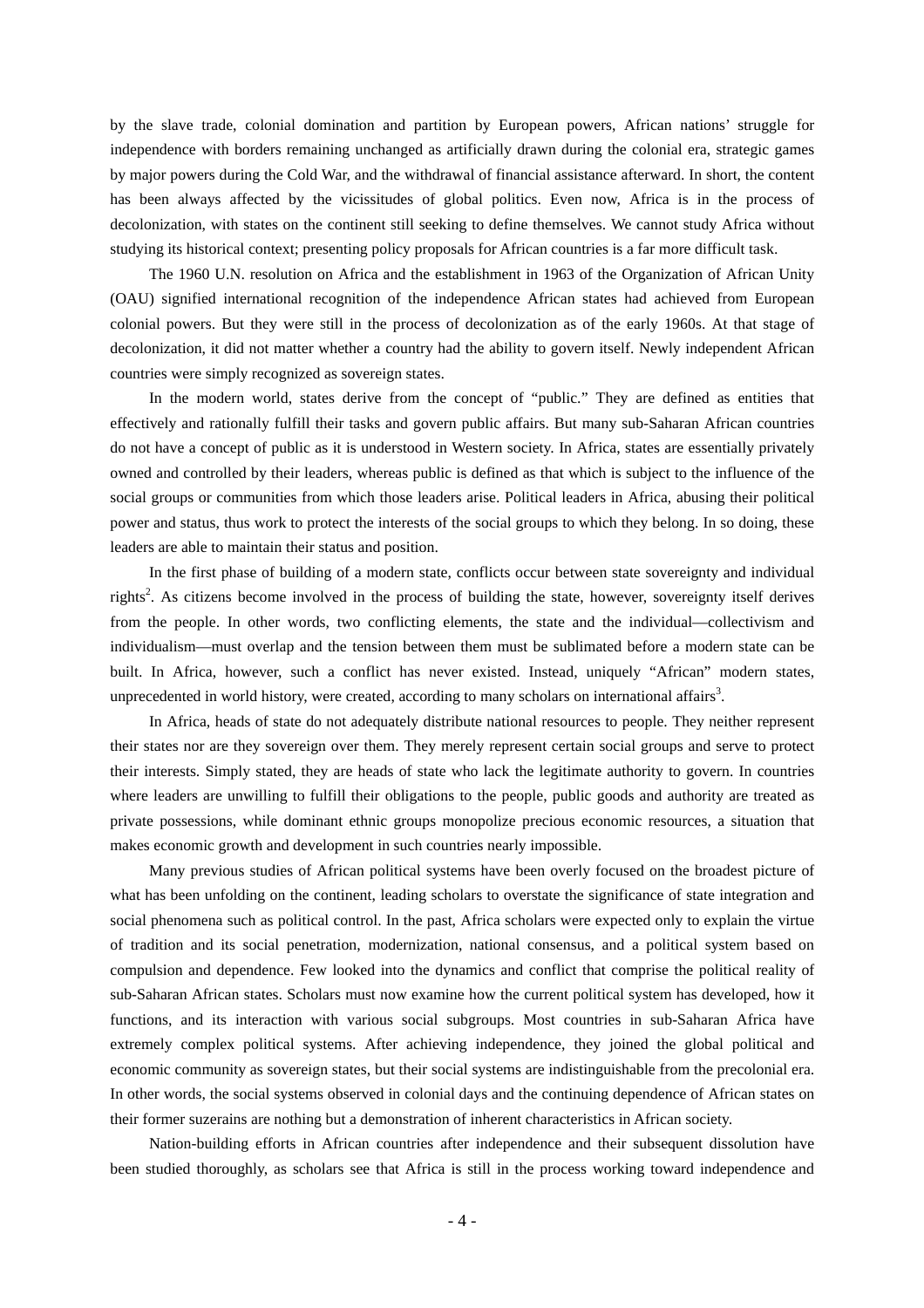by the slave trade, colonial domination and partition by European powers, African nations' struggle for independence with borders remaining unchanged as artificially drawn during the colonial era, strategic games by major powers during the Cold War, and the withdrawal of financial assistance afterward. In short, the content has been always affected by the vicissitudes of global politics. Even now, Africa is in the process of decolonization, with states on the continent still seeking to define themselves. We cannot study Africa without studying its historical context; presenting policy proposals for African countries is a far more difficult task.

The 1960 U.N. resolution on Africa and the establishment in 1963 of the Organization of African Unity (OAU) signified international recognition of the independence African states had achieved from European colonial powers. But they were still in the process of decolonization as of the early 1960s. At that stage of decolonization, it did not matter whether a country had the ability to govern itself. Newly independent African countries were simply recognized as sovereign states.

In the modern world, states derive from the concept of "public." They are defined as entities that effectively and rationally fulfill their tasks and govern public affairs. But many sub-Saharan African countries do not have a concept of public as it is understood in Western society. In Africa, states are essentially privately owned and controlled by their leaders, whereas public is defined as that which is subject to the influence of the social groups or communities from which those leaders arise. Political leaders in Africa, abusing their political power and status, thus work to protect the interests of the social groups to which they belong. In so doing, these leaders are able to maintain their status and position.

In the first phase of building of a modern state, conflicts occur between state sovereignty and individual rights[2]. As citizens become involved in the process of building the state, however, sovereignty itself derives from the people. In other words, two conflicting elements, the state and the individual—collectivism and individualism—must overlap and the tension between them must be sublimated before a modern state can be built. In Africa, however, such a conflict has never existed. Instead, uniquely "African" modern states, unprecedented in world history, were created, according to many scholars on international affairs[3].

In Africa, heads of state do not adequately distribute national resources to people. They neither represent their states nor are they sovereign over them. They merely represent certain social groups and serve to protect their interests. Simply stated, they are heads of state who lack the legitimate authority to govern. In countries where leaders are unwilling to fulfill their obligations to the people, public goods and authority are treated as private possessions, while dominant ethnic groups monopolize precious economic resources, a situation that makes economic growth and development in such countries nearly impossible.

Many previous studies of African political systems have been overly focused on the broadest picture of what has been unfolding on the continent, leading scholars to overstate the significance of state integration and social phenomena such as political control. In the past, Africa scholars were expected only to explain the virtue of tradition and its social penetration, modernization, national consensus, and a political system based on compulsion and dependence. Few looked into the dynamics and conflict that comprise the political reality of sub-Saharan African states. Scholars must now examine how the current political system has developed, how it functions, and its interaction with various social subgroups. Most countries in sub-Saharan Africa have extremely complex political systems. After achieving independence, they joined the global political and economic community as sovereign states, but their social systems are indistinguishable from the precolonial era. In other words, the social systems observed in colonial days and the continuing dependence of African states on their former suzerains are nothing but a demonstration of inherent characteristics in African society.

Nation-building efforts in African countries after independence and their subsequent dissolution have been studied thoroughly, as scholars see that Africa is still in the process working toward independence and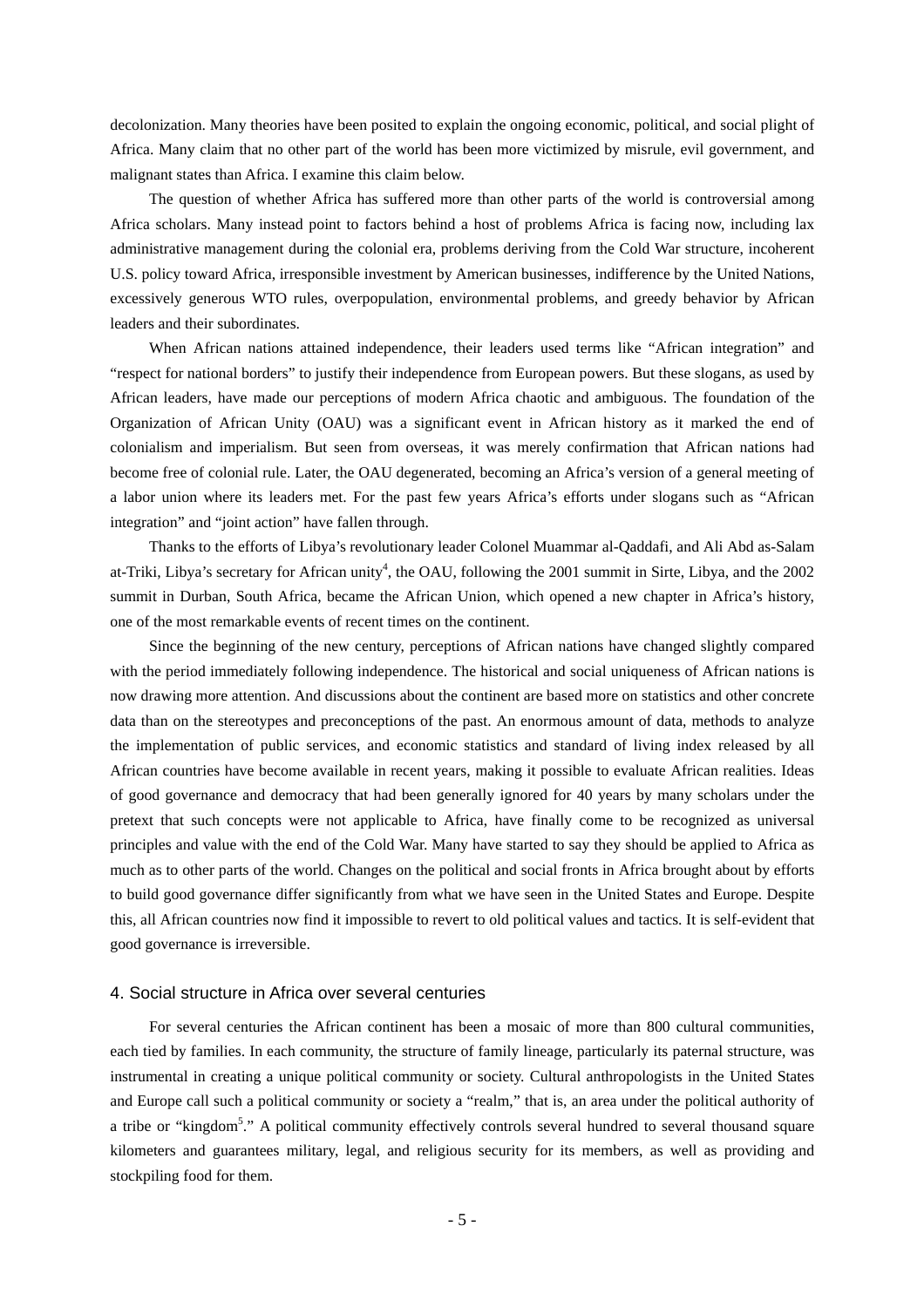decolonization. Many theories have been posited to explain the ongoing economic, political, and social plight of Africa. Many claim that no other part of the world has been more victimized by misrule, evil government, and malignant states than Africa. I examine this claim below.

The question of whether Africa has suffered more than other parts of the world is controversial among Africa scholars. Many instead point to factors behind a host of problems Africa is facing now, including lax administrative management during the colonial era, problems deriving from the Cold War structure, incoherent U.S. policy toward Africa, irresponsible investment by American businesses, indifference by the United Nations, excessively generous WTO rules, overpopulation, environmental problems, and greedy behavior by African leaders and their subordinates.

When African nations attained independence, their leaders used terms like "African integration" and "respect for national borders" to justify their independence from European powers. But these slogans, as used by African leaders, have made our perceptions of modern Africa chaotic and ambiguous. The foundation of the Organization of African Unity (OAU) was a significant event in African history as it marked the end of colonialism and imperialism. But seen from overseas, it was merely confirmation that African nations had become free of colonial rule. Later, the OAU degenerated, becoming an Africa's version of a general meeting of a labor union where its leaders met. For the past few years Africa's efforts under slogans such as "African integration" and "joint action" have fallen through.

Thanks to the efforts of Libya's revolutionary leader Colonel Muammar al-Qaddafi, and Ali Abd as-Salam at-Triki, Libya's secretary for African unity[4], the OAU, following the 2001 summit in Sirte, Libya, and the 2002 summit in Durban, South Africa, became the African Union, which opened a new chapter in Africa's history, one of the most remarkable events of recent times on the continent.

Since the beginning of the new century, perceptions of African nations have changed slightly compared with the period immediately following independence. The historical and social uniqueness of African nations is now drawing more attention. And discussions about the continent are based more on statistics and other concrete data than on the stereotypes and preconceptions of the past. An enormous amount of data, methods to analyze the implementation of public services, and economic statistics and standard of living index released by all African countries have become available in recent years, making it possible to evaluate African realities. Ideas of good governance and democracy that had been generally ignored for 40 years by many scholars under the pretext that such concepts were not applicable to Africa, have finally come to be recognized as universal principles and value with the end of the Cold War. Many have started to say they should be applied to Africa as much as to other parts of the world. Changes on the political and social fronts in Africa brought about by efforts to build good governance differ significantly from what we have seen in the United States and Europe. Despite this, all African countries now find it impossible to revert to old political values and tactics. It is self-evident that good governance is irreversible.

## 4. Social structure in Africa over several centuries

For several centuries the African continent has been a mosaic of more than 800 cultural communities, each tied by families. In each community, the structure of family lineage, particularly its paternal structure, was instrumental in creating a unique political community or society. Cultural anthropologists in the United States and Europe call such a political community or society a "realm," that is, an area under the political authority of a tribe or "kingdom[5]." A political community effectively controls several hundred to several thousand square kilometers and guarantees military, legal, and religious security for its members, as well as providing and stockpiling food for them.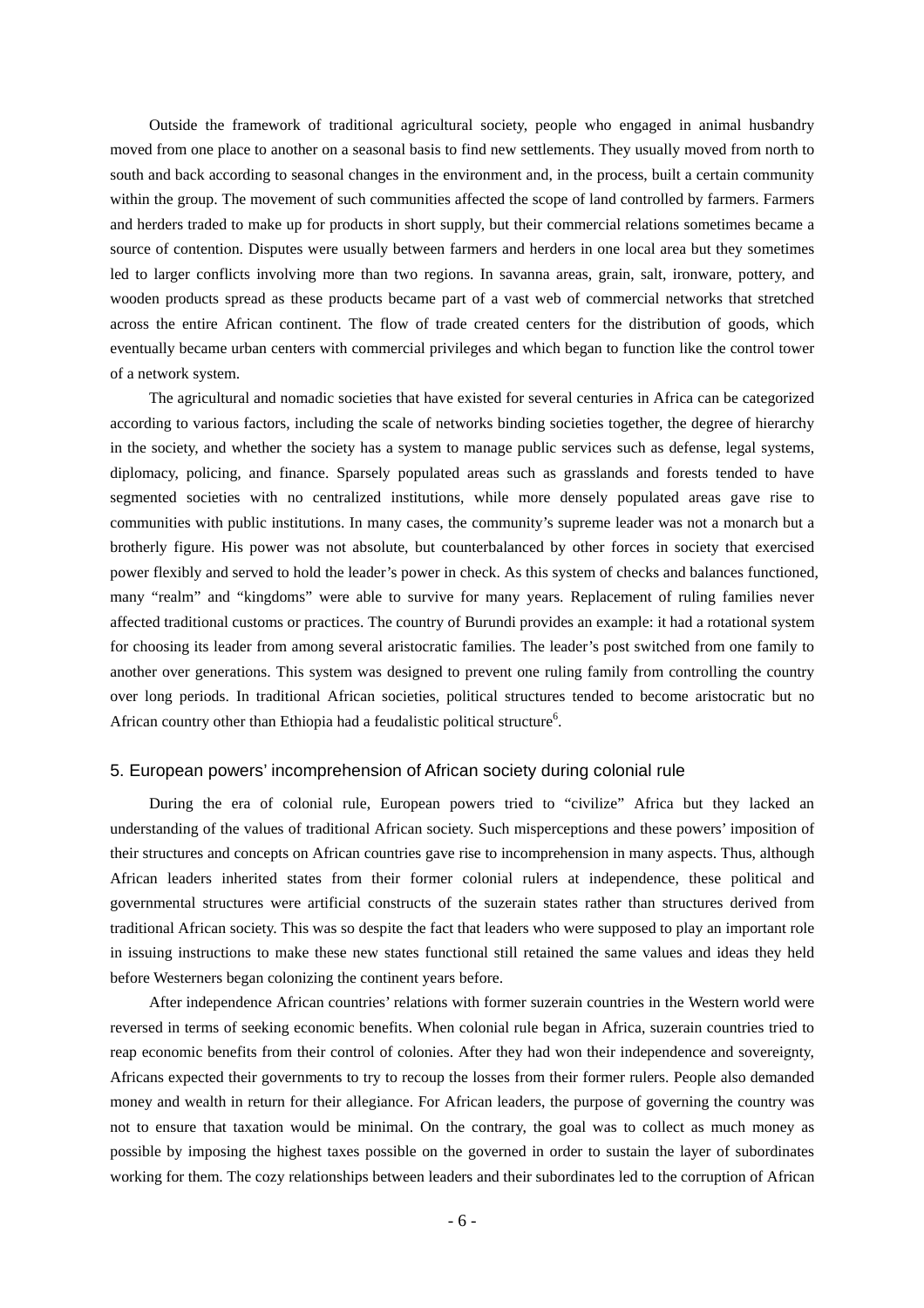Outside the framework of traditional agricultural society, people who engaged in animal husbandry moved from one place to another on a seasonal basis to find new settlements. They usually moved from north to south and back according to seasonal changes in the environment and, in the process, built a certain community within the group. The movement of such communities affected the scope of land controlled by farmers. Farmers and herders traded to make up for products in short supply, but their commercial relations sometimes became a source of contention. Disputes were usually between farmers and herders in one local area but they sometimes led to larger conflicts involving more than two regions. In savanna areas, grain, salt, ironware, pottery, and wooden products spread as these products became part of a vast web of commercial networks that stretched across the entire African continent. The flow of trade created centers for the distribution of goods, which eventually became urban centers with commercial privileges and which began to function like the control tower of a network system.

The agricultural and nomadic societies that have existed for several centuries in Africa can be categorized according to various factors, including the scale of networks binding societies together, the degree of hierarchy in the society, and whether the society has a system to manage public services such as defense, legal systems, diplomacy, policing, and finance. Sparsely populated areas such as grasslands and forests tended to have segmented societies with no centralized institutions, while more densely populated areas gave rise to communities with public institutions. In many cases, the community's supreme leader was not a monarch but a brotherly figure. His power was not absolute, but counterbalanced by other forces in society that exercised power flexibly and served to hold the leader's power in check. As this system of checks and balances functioned, many "realm" and "kingdoms" were able to survive for many years. Replacement of ruling families never affected traditional customs or practices. The country of Burundi provides an example: it had a rotational system for choosing its leader from among several aristocratic families. The leader's post switched from one family to another over generations. This system was designed to prevent one ruling family from controlling the country over long periods. In traditional African societies, political structures tended to become aristocratic but no African country other than Ethiopia had a feudalistic political structure[6].

## 5. European powers' incomprehension of African society during colonial rule

During the era of colonial rule, European powers tried to "civilize" Africa but they lacked an understanding of the values of traditional African society. Such misperceptions and these powers' imposition of their structures and concepts on African countries gave rise to incomprehension in many aspects. Thus, although African leaders inherited states from their former colonial rulers at independence, these political and governmental structures were artificial constructs of the suzerain states rather than structures derived from traditional African society. This was so despite the fact that leaders who were supposed to play an important role in issuing instructions to make these new states functional still retained the same values and ideas they held before Westerners began colonizing the continent years before.

After independence African countries' relations with former suzerain countries in the Western world were reversed in terms of seeking economic benefits. When colonial rule began in Africa, suzerain countries tried to reap economic benefits from their control of colonies. After they had won their independence and sovereignty, Africans expected their governments to try to recoup the losses from their former rulers. People also demanded money and wealth in return for their allegiance. For African leaders, the purpose of governing the country was not to ensure that taxation would be minimal. On the contrary, the goal was to collect as much money as possible by imposing the highest taxes possible on the governed in order to sustain the layer of subordinates working for them. The cozy relationships between leaders and their subordinates led to the corruption of African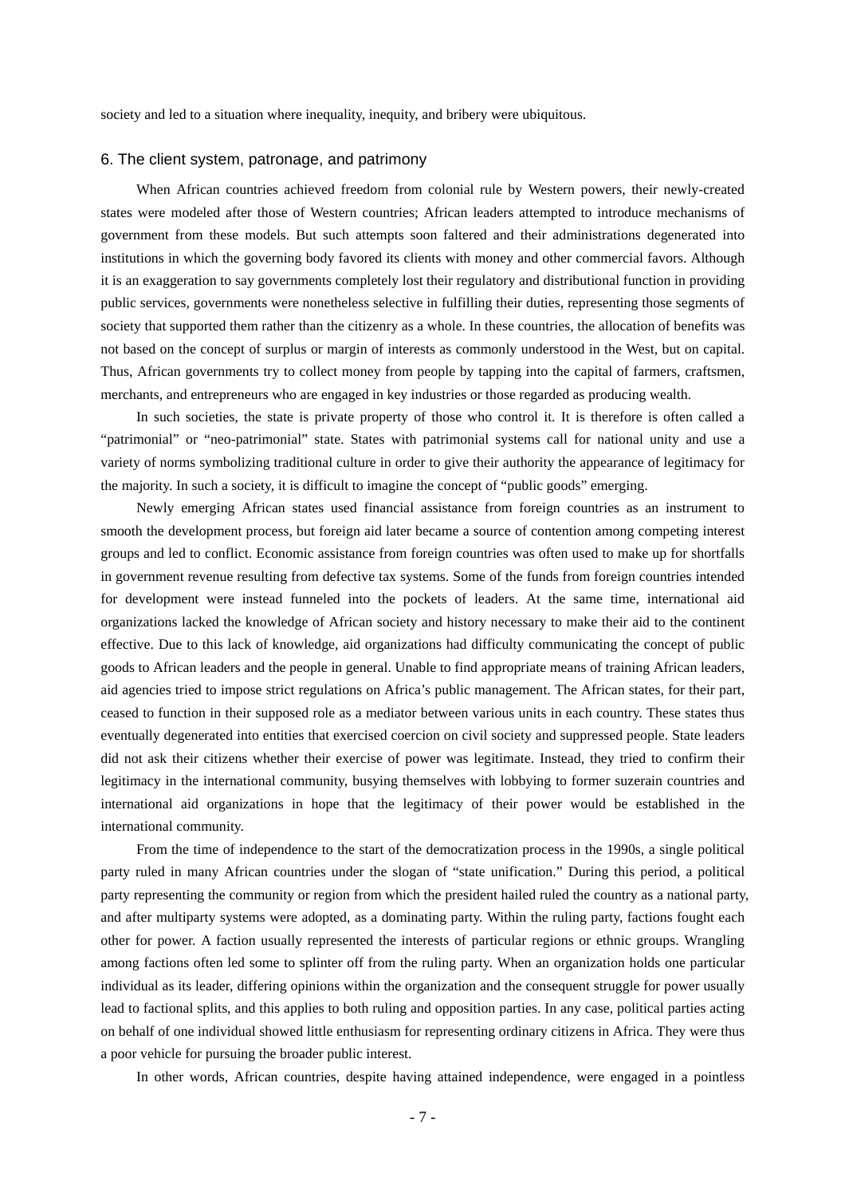society and led to a situation where inequality, inequity, and bribery were ubiquitous.

## 6. The client system, patronage, and patrimony

When African countries achieved freedom from colonial rule by Western powers, their newly-created states were modeled after those of Western countries; African leaders attempted to introduce mechanisms of government from these models. But such attempts soon faltered and their administrations degenerated into institutions in which the governing body favored its clients with money and other commercial favors. Although it is an exaggeration to say governments completely lost their regulatory and distributional function in providing public services, governments were nonetheless selective in fulfilling their duties, representing those segments of society that supported them rather than the citizenry as a whole. In these countries, the allocation of benefits was not based on the concept of surplus or margin of interests as commonly understood in the West, but on capital. Thus, African governments try to collect money from people by tapping into the capital of farmers, craftsmen, merchants, and entrepreneurs who are engaged in key industries or those regarded as producing wealth.

In such societies, the state is private property of those who control it. It is therefore is often called a "patrimonial" or "neo-patrimonial" state. States with patrimonial systems call for national unity and use a variety of norms symbolizing traditional culture in order to give their authority the appearance of legitimacy for the majority. In such a society, it is difficult to imagine the concept of "public goods" emerging.

Newly emerging African states used financial assistance from foreign countries as an instrument to smooth the development process, but foreign aid later became a source of contention among competing interest groups and led to conflict. Economic assistance from foreign countries was often used to make up for shortfalls in government revenue resulting from defective tax systems. Some of the funds from foreign countries intended for development were instead funneled into the pockets of leaders. At the same time, international aid organizations lacked the knowledge of African society and history necessary to make their aid to the continent effective. Due to this lack of knowledge, aid organizations had difficulty communicating the concept of public goods to African leaders and the people in general. Unable to find appropriate means of training African leaders, aid agencies tried to impose strict regulations on Africa's public management. The African states, for their part, ceased to function in their supposed role as a mediator between various units in each country. These states thus eventually degenerated into entities that exercised coercion on civil society and suppressed people. State leaders did not ask their citizens whether their exercise of power was legitimate. Instead, they tried to confirm their legitimacy in the international community, busying themselves with lobbying to former suzerain countries and international aid organizations in hope that the legitimacy of their power would be established in the international community.

From the time of independence to the start of the democratization process in the 1990s, a single political party ruled in many African countries under the slogan of "state unification." During this period, a political party representing the community or region from which the president hailed ruled the country as a national party, and after multiparty systems were adopted, as a dominating party. Within the ruling party, factions fought each other for power. A faction usually represented the interests of particular regions or ethnic groups. Wrangling among factions often led some to splinter off from the ruling party. When an organization holds one particular individual as its leader, differing opinions within the organization and the consequent struggle for power usually lead to factional splits, and this applies to both ruling and opposition parties. In any case, political parties acting on behalf of one individual showed little enthusiasm for representing ordinary citizens in Africa. They were thus a poor vehicle for pursuing the broader public interest.

In other words, African countries, despite having attained independence, were engaged in a pointless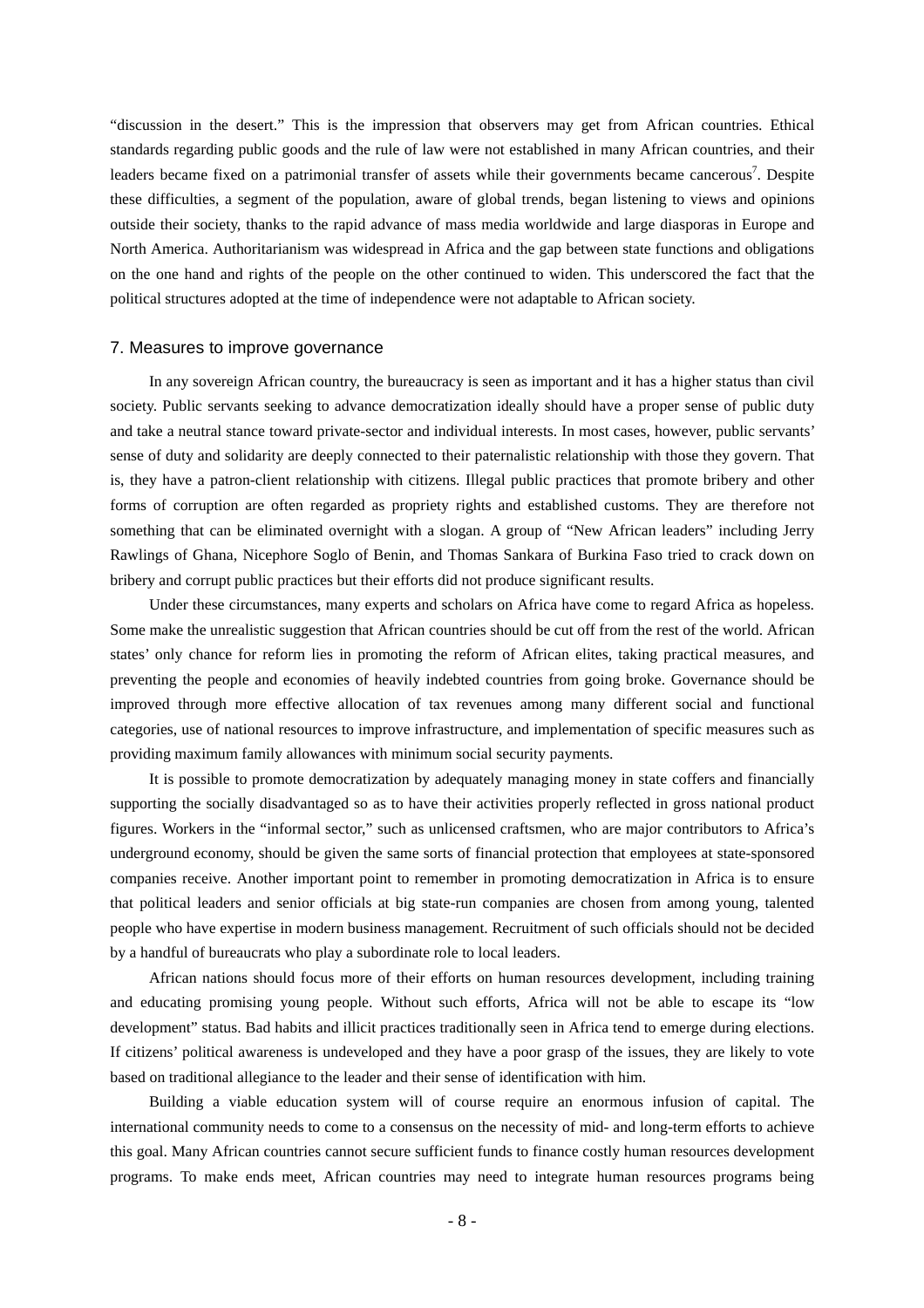"discussion in the desert." This is the impression that observers may get from African countries. Ethical standards regarding public goods and the rule of law were not established in many African countries, and their leaders became fixed on a patrimonial transfer of assets while their governments became cancerous[7]. Despite these difficulties, a segment of the population, aware of global trends, began listening to views and opinions outside their society, thanks to the rapid advance of mass media worldwide and large diasporas in Europe and North America. Authoritarianism was widespread in Africa and the gap between state functions and obligations on the one hand and rights of the people on the other continued to widen. This underscored the fact that the political structures adopted at the time of independence were not adaptable to African society.

## 7. Measures to improve governance

In any sovereign African country, the bureaucracy is seen as important and it has a higher status than civil society. Public servants seeking to advance democratization ideally should have a proper sense of public duty and take a neutral stance toward private-sector and individual interests. In most cases, however, public servants' sense of duty and solidarity are deeply connected to their paternalistic relationship with those they govern. That is, they have a patron-client relationship with citizens. Illegal public practices that promote bribery and other forms of corruption are often regarded as propriety rights and established customs. They are therefore not something that can be eliminated overnight with a slogan. A group of "New African leaders" including Jerry Rawlings of Ghana, Nicephore Soglo of Benin, and Thomas Sankara of Burkina Faso tried to crack down on bribery and corrupt public practices but their efforts did not produce significant results.

Under these circumstances, many experts and scholars on Africa have come to regard Africa as hopeless. Some make the unrealistic suggestion that African countries should be cut off from the rest of the world. African states' only chance for reform lies in promoting the reform of African elites, taking practical measures, and preventing the people and economies of heavily indebted countries from going broke. Governance should be improved through more effective allocation of tax revenues among many different social and functional categories, use of national resources to improve infrastructure, and implementation of specific measures such as providing maximum family allowances with minimum social security payments.

It is possible to promote democratization by adequately managing money in state coffers and financially supporting the socially disadvantaged so as to have their activities properly reflected in gross national product figures. Workers in the "informal sector," such as unlicensed craftsmen, who are major contributors to Africa's underground economy, should be given the same sorts of financial protection that employees at state-sponsored companies receive. Another important point to remember in promoting democratization in Africa is to ensure that political leaders and senior officials at big state-run companies are chosen from among young, talented people who have expertise in modern business management. Recruitment of such officials should not be decided by a handful of bureaucrats who play a subordinate role to local leaders.

African nations should focus more of their efforts on human resources development, including training and educating promising young people. Without such efforts, Africa will not be able to escape its "low development" status. Bad habits and illicit practices traditionally seen in Africa tend to emerge during elections. If citizens' political awareness is undeveloped and they have a poor grasp of the issues, they are likely to vote based on traditional allegiance to the leader and their sense of identification with him.

Building a viable education system will of course require an enormous infusion of capital. The international community needs to come to a consensus on the necessity of mid- and long-term efforts to achieve this goal. Many African countries cannot secure sufficient funds to finance costly human resources development programs. To make ends meet, African countries may need to integrate human resources programs being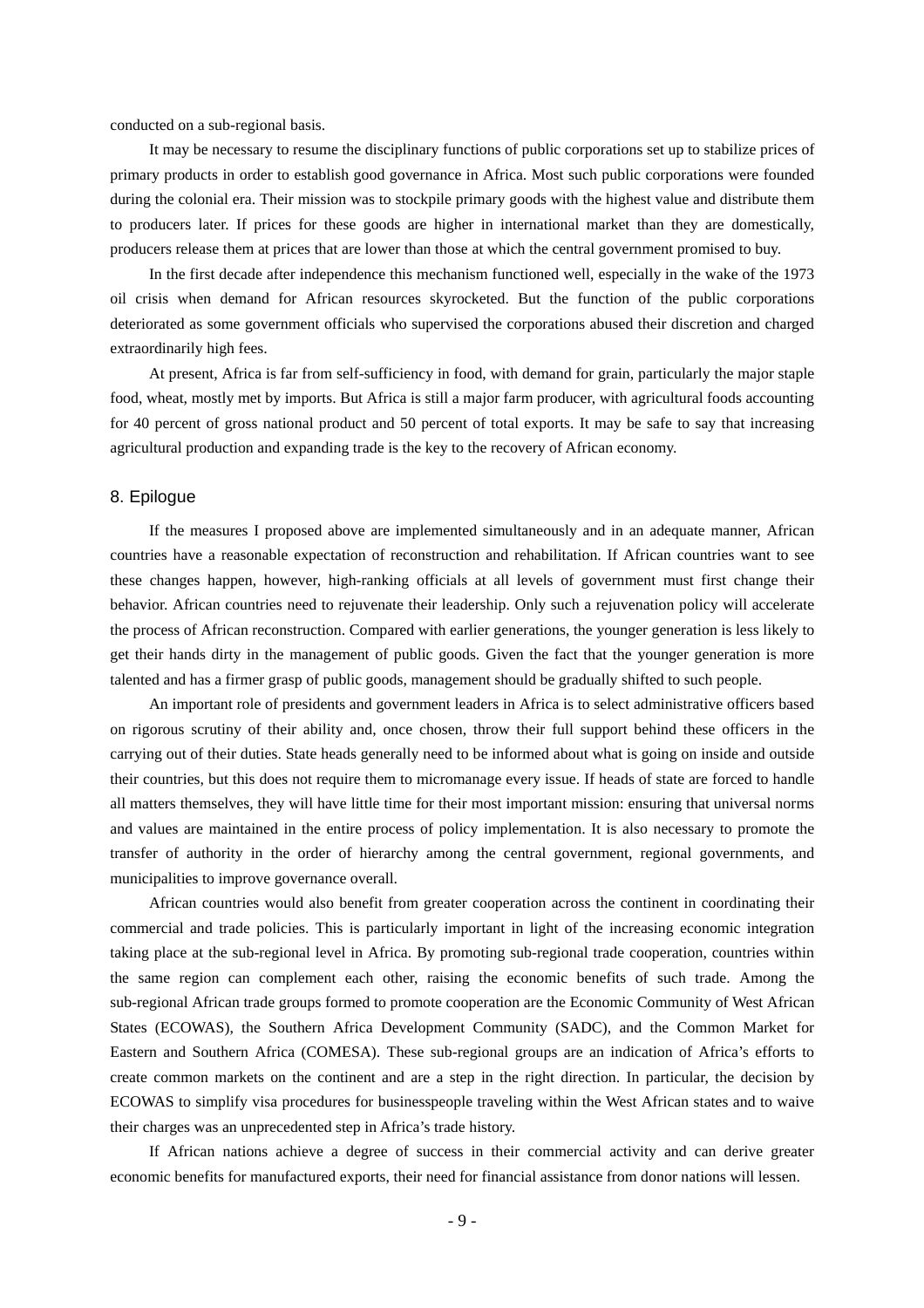conducted on a sub-regional basis.

It may be necessary to resume the disciplinary functions of public corporations set up to stabilize prices of primary products in order to establish good governance in Africa. Most such public corporations were founded during the colonial era. Their mission was to stockpile primary goods with the highest value and distribute them to producers later. If prices for these goods are higher in international market than they are domestically, producers release them at prices that are lower than those at which the central government promised to buy.

In the first decade after independence this mechanism functioned well, especially in the wake of the 1973 oil crisis when demand for African resources skyrocketed. But the function of the public corporations deteriorated as some government officials who supervised the corporations abused their discretion and charged extraordinarily high fees.

At present, Africa is far from self-sufficiency in food, with demand for grain, particularly the major staple food, wheat, mostly met by imports. But Africa is still a major farm producer, with agricultural foods accounting for 40 percent of gross national product and 50 percent of total exports. It may be safe to say that increasing agricultural production and expanding trade is the key to the recovery of African economy.

## 8. Epilogue

If the measures I proposed above are implemented simultaneously and in an adequate manner, African countries have a reasonable expectation of reconstruction and rehabilitation. If African countries want to see these changes happen, however, high-ranking officials at all levels of government must first change their behavior. African countries need to rejuvenate their leadership. Only such a rejuvenation policy will accelerate the process of African reconstruction. Compared with earlier generations, the younger generation is less likely to get their hands dirty in the management of public goods. Given the fact that the younger generation is more talented and has a firmer grasp of public goods, management should be gradually shifted to such people.

An important role of presidents and government leaders in Africa is to select administrative officers based on rigorous scrutiny of their ability and, once chosen, throw their full support behind these officers in the carrying out of their duties. State heads generally need to be informed about what is going on inside and outside their countries, but this does not require them to micromanage every issue. If heads of state are forced to handle all matters themselves, they will have little time for their most important mission: ensuring that universal norms and values are maintained in the entire process of policy implementation. It is also necessary to promote the transfer of authority in the order of hierarchy among the central government, regional governments, and municipalities to improve governance overall.

African countries would also benefit from greater cooperation across the continent in coordinating their commercial and trade policies. This is particularly important in light of the increasing economic integration taking place at the sub-regional level in Africa. By promoting sub-regional trade cooperation, countries within the same region can complement each other, raising the economic benefits of such trade. Among the sub-regional African trade groups formed to promote cooperation are the Economic Community of West African States (ECOWAS), the Southern Africa Development Community (SADC), and the Common Market for Eastern and Southern Africa (COMESA). These sub-regional groups are an indication of Africa's efforts to create common markets on the continent and are a step in the right direction. In particular, the decision by ECOWAS to simplify visa procedures for businesspeople traveling within the West African states and to waive their charges was an unprecedented step in Africa's trade history.

If African nations achieve a degree of success in their commercial activity and can derive greater economic benefits for manufactured exports, their need for financial assistance from donor nations will lessen.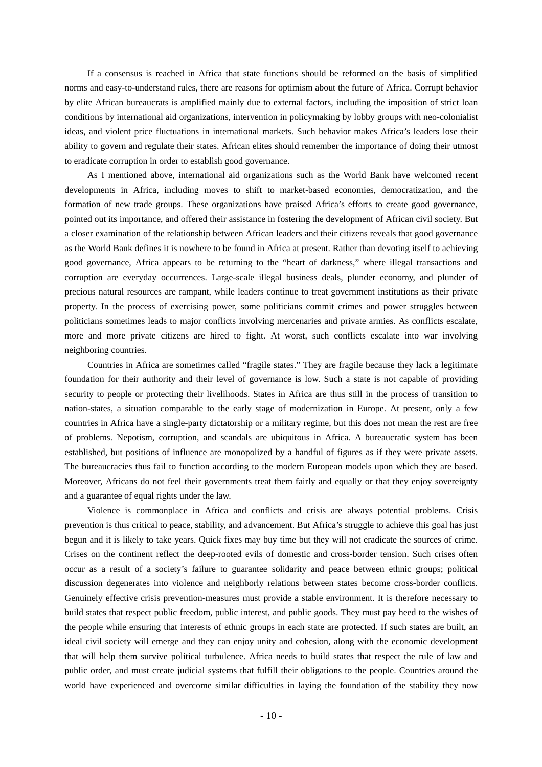If a consensus is reached in Africa that state functions should be reformed on the basis of simplified norms and easy-to-understand rules, there are reasons for optimism about the future of Africa. Corrupt behavior by elite African bureaucrats is amplified mainly due to external factors, including the imposition of strict loan conditions by international aid organizations, intervention in policymaking by lobby groups with neo-colonialist ideas, and violent price fluctuations in international markets. Such behavior makes Africa's leaders lose their ability to govern and regulate their states. African elites should remember the importance of doing their utmost to eradicate corruption in order to establish good governance.

As I mentioned above, international aid organizations such as the World Bank have welcomed recent developments in Africa, including moves to shift to market-based economies, democratization, and the formation of new trade groups. These organizations have praised Africa's efforts to create good governance, pointed out its importance, and offered their assistance in fostering the development of African civil society. But a closer examination of the relationship between African leaders and their citizens reveals that good governance as the World Bank defines it is nowhere to be found in Africa at present. Rather than devoting itself to achieving good governance, Africa appears to be returning to the "heart of darkness," where illegal transactions and corruption are everyday occurrences. Large-scale illegal business deals, plunder economy, and plunder of precious natural resources are rampant, while leaders continue to treat government institutions as their private property. In the process of exercising power, some politicians commit crimes and power struggles between politicians sometimes leads to major conflicts involving mercenaries and private armies. As conflicts escalate, more and more private citizens are hired to fight. At worst, such conflicts escalate into war involving neighboring countries.

Countries in Africa are sometimes called "fragile states." They are fragile because they lack a legitimate foundation for their authority and their level of governance is low. Such a state is not capable of providing security to people or protecting their livelihoods. States in Africa are thus still in the process of transition to nation-states, a situation comparable to the early stage of modernization in Europe. At present, only a few countries in Africa have a single-party dictatorship or a military regime, but this does not mean the rest are free of problems. Nepotism, corruption, and scandals are ubiquitous in Africa. A bureaucratic system has been established, but positions of influence are monopolized by a handful of figures as if they were private assets. The bureaucracies thus fail to function according to the modern European models upon which they are based. Moreover, Africans do not feel their governments treat them fairly and equally or that they enjoy sovereignty and a guarantee of equal rights under the law.

Violence is commonplace in Africa and conflicts and crisis are always potential problems. Crisis prevention is thus critical to peace, stability, and advancement. But Africa's struggle to achieve this goal has just begun and it is likely to take years. Quick fixes may buy time but they will not eradicate the sources of crime. Crises on the continent reflect the deep-rooted evils of domestic and cross-border tension. Such crises often occur as a result of a society's failure to guarantee solidarity and peace between ethnic groups; political discussion degenerates into violence and neighborly relations between states become cross-border conflicts. Genuinely effective crisis prevention-measures must provide a stable environment. It is therefore necessary to build states that respect public freedom, public interest, and public goods. They must pay heed to the wishes of the people while ensuring that interests of ethnic groups in each state are protected. If such states are built, an ideal civil society will emerge and they can enjoy unity and cohesion, along with the economic development that will help them survive political turbulence. Africa needs to build states that respect the rule of law and public order, and must create judicial systems that fulfill their obligations to the people. Countries around the world have experienced and overcome similar difficulties in laying the foundation of the stability they now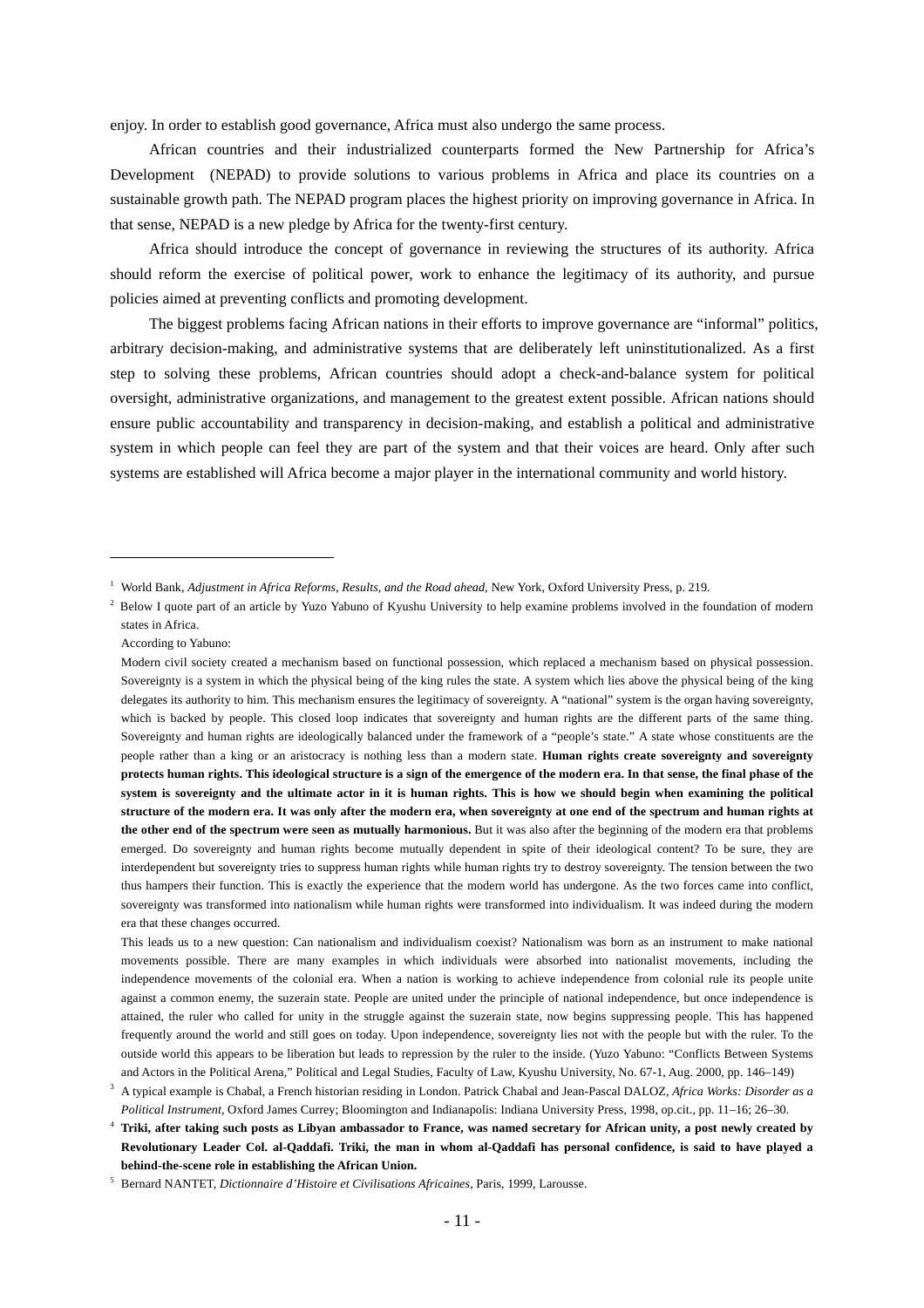enjoy. In order to establish good governance, Africa must also undergo the same process.

African countries and their industrialized counterparts formed the New Partnership for Africa's Development (NEPAD) to provide solutions to various problems in Africa and place its countries on a sustainable growth path. The NEPAD program places the highest priority on improving governance in Africa. In that sense, NEPAD is a new pledge by Africa for the twenty-first century.

Africa should introduce the concept of governance in reviewing the structures of its authority. Africa should reform the exercise of political power, work to enhance the legitimacy of its authority, and pursue policies aimed at preventing conflicts and promoting development.

The biggest problems facing African nations in their efforts to improve governance are "informal" politics, arbitrary decision-making, and administrative systems that are deliberately left uninstitutionalized. As a first step to solving these problems, African countries should adopt a check-and-balance system for political oversight, administrative organizations, and management to the greatest extent possible. African nations should ensure public accountability and transparency in decision-making, and establish a political and administrative system in which people can feel they are part of the system and that their voices are heard. Only after such systems are established will Africa become a major player in the international community and world history.

---

[1] World Bank, *Adjustment in Africa Reforms, Results, and the Road ahead*, New York, Oxford University Press, p. 219.

[2] Below I quote part of an article by Yuzo Yabuno of Kyushu University to help examine problems involved in the foundation of modern states in Africa.

According to Yabuno:

Modern civil society created a mechanism based on functional possession, which replaced a mechanism based on physical possession. Sovereignty is a system in which the physical being of the king rules the state. A system which lies above the physical being of the king delegates its authority to him. This mechanism ensures the legitimacy of sovereignty. A "national" system is the organ having sovereignty, which is backed by people. This closed loop indicates that sovereignty and human rights are the different parts of the same thing. Sovereignty and human rights are ideologically balanced under the framework of a "people's state." A state whose constituents are the people rather than a king or an aristocracy is nothing less than a modern state. **Human rights create sovereignty and sovereignty protects human rights. This ideological structure is a sign of the emergence of the modern era. In that sense, the final phase of the system is sovereignty and the ultimate actor in it is human rights. This is how we should begin when examining the political structure of the modern era. It was only after the modern era, when sovereignty at one end of the spectrum and human rights at the other end of the spectrum were seen as mutually harmonious.** But it was also after the beginning of the modern era that problems emerged. Do sovereignty and human rights become mutually dependent in spite of their ideological content? To be sure, they are interdependent but sovereignty tries to suppress human rights while human rights try to destroy sovereignty. The tension between the two thus hampers their function. This is exactly the experience that the modern world has undergone. As the two forces came into conflict, sovereignty was transformed into nationalism while human rights were transformed into individualism. It was indeed during the modern era that these changes occurred.

This leads us to a new question: Can nationalism and individualism coexist? Nationalism was born as an instrument to make national movements possible. There are many examples in which individuals were absorbed into nationalist movements, including the independence movements of the colonial era. When a nation is working to achieve independence from colonial rule its people unite against a common enemy, the suzerain state. People are united under the principle of national independence, but once independence is attained, the ruler who called for unity in the struggle against the suzerain state, now begins suppressing people. This has happened frequently around the world and still goes on today. Upon independence, sovereignty lies not with the people but with the ruler. To the outside world this appears to be liberation but leads to repression by the ruler to the inside. (Yuzo Yabuno: "Conflicts Between Systems and Actors in the Political Arena," Political and Legal Studies, Faculty of Law, Kyushu University, No. 67-1, Aug. 2000, pp. 146–149)

[3] A typical example is Chabal, a French historian residing in London. Patrick Chabal and Jean-Pascal DALOZ, *Africa Works: Disorder as a Political Instrument*, Oxford James Currey; Bloomington and Indianapolis: Indiana University Press, 1998, op.cit., pp. 11–16; 26–30.

[4] **Triki, after taking such posts as Libyan ambassador to France, was named secretary for African unity, a post newly created by Revolutionary Leader Col. al-Qaddafi. Triki, the man in whom al-Qaddafi has personal confidence, is said to have played a behind-the-scene role in establishing the African Union.**

[5] Bernard NANTET, *Dictionnaire d'Histoire et Civilisations Africaines*, Paris, 1999, Larousse.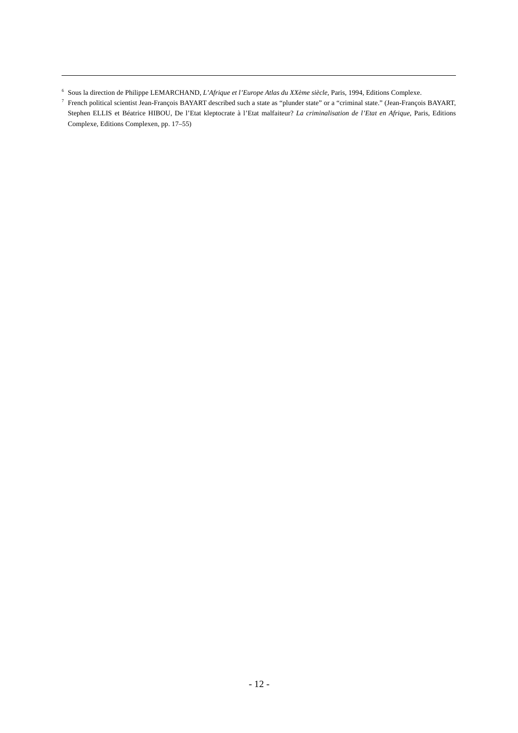[6] Sous la direction de Philippe LEMARCHAND, *L'Afrique et l'Europe Atlas du XXème siècle*, Paris, 1994, Editions Complexe.

[7] French political scientist Jean-François BAYART described such a state as "plunder state" or a "criminal state." (Jean-François BAYART, Stephen ELLIS et Béatrice HIBOU, De l'Etat kleptocrate à l'Etat malfaiteur? *La criminalisation de l'Etat en Afrique*, Paris, Editions Complexe, Editions Complexen, pp. 17–55)